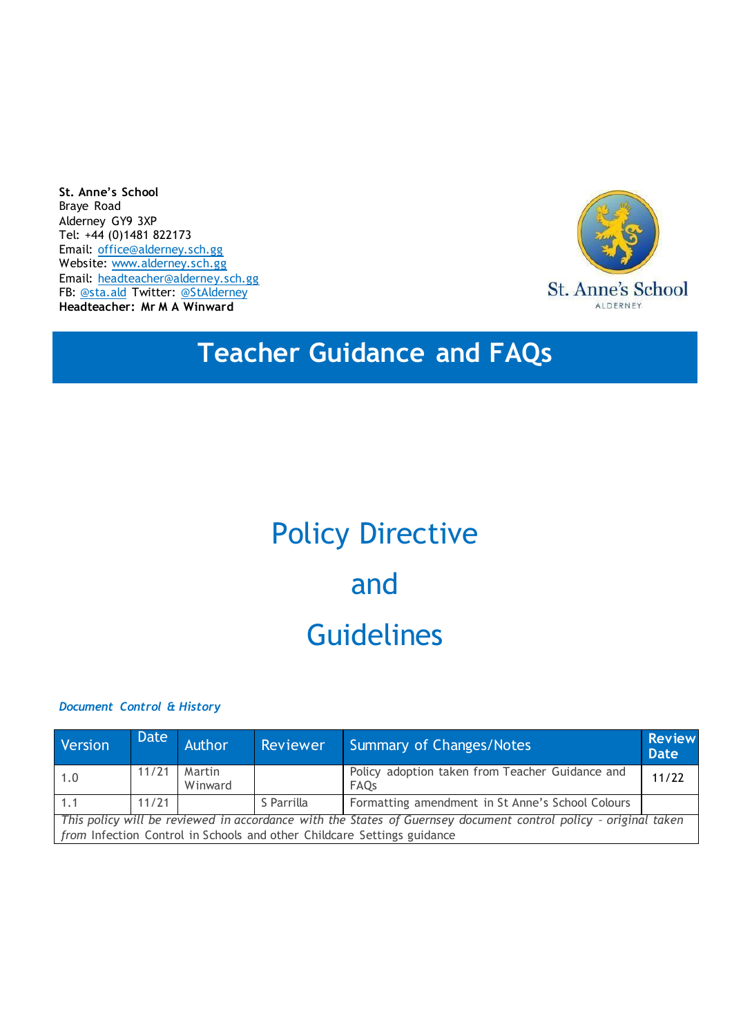**St. Anne's School**
Braye Road
Alderney GY9 3XP
Tel: +44 (0)1481 822173
Email: office@alderney.sch.gg
Website: www.alderney.sch.gg
Email: headteacher@alderney.sch.gg
FB: @sta.ald Twitter: @StAlderney
**Headteacher: Mr M A Winward**

St. Anne's School
ALDERNEY

# Teacher Guidance and FAQs

# Policy Directive

# and

# Guidelines

***Document Control & History***

| Version | Date | Author | Reviewer | Summary of Changes/Notes | Review Date |
|---|---|---|---|---|---|
| 1.0 | 11/21 | Martin Winward | | Policy adoption taken from Teacher Guidance and FAQs | 11/22 |
| 1.1 | 11/21 | | S Parrilla | Formatting amendment in St Anne's School Colours | |
| *This policy will be reviewed in accordance with the States of Guernsey document control policy - original taken from* Infection Control in Schools and other Childcare Settings guidance | | | | | |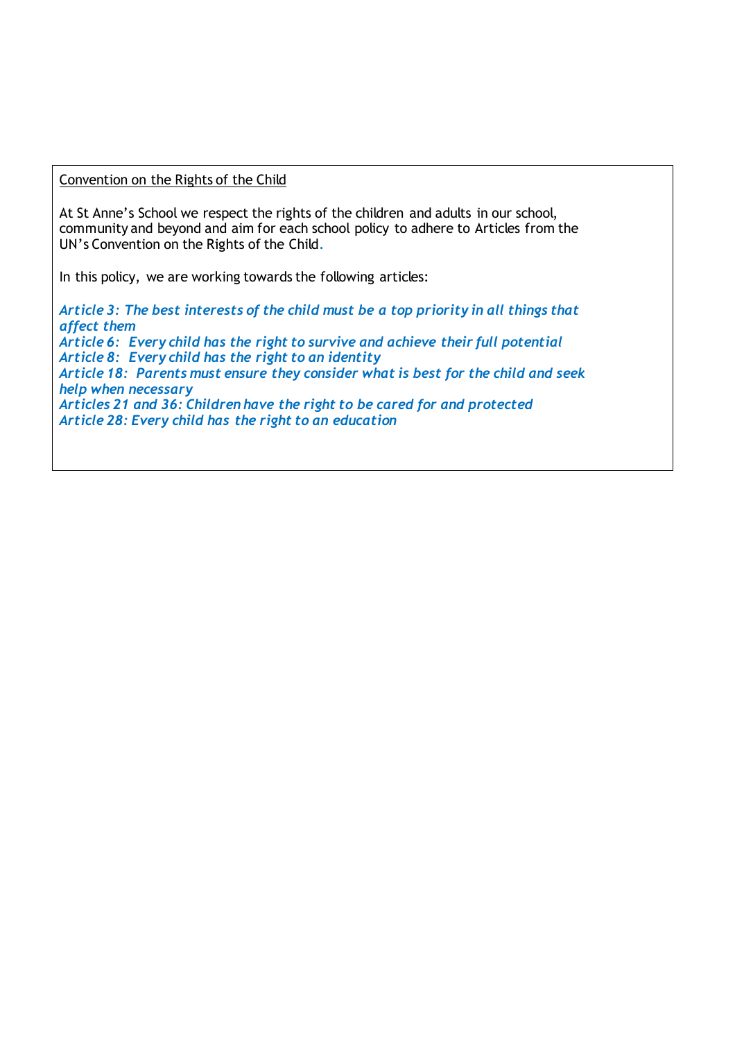Convention on the Rights of the Child

At St Anne's School we respect the rights of the children and adults in our school, community and beyond and aim for each school policy to adhere to Articles from the UN's Convention on the Rights of the Child.

In this policy, we are working towards the following articles:

***Article 3: The best interests of the child must be a top priority in all things that affect them***
***Article 6: Every child has the right to survive and achieve their full potential***
***Article 8: Every child has the right to an identity***
***Article 18: Parents must ensure they consider what is best for the child and seek help when necessary***
***Articles 21 and 36: Children have the right to be cared for and protected***
***Article 28: Every child has the right to an education***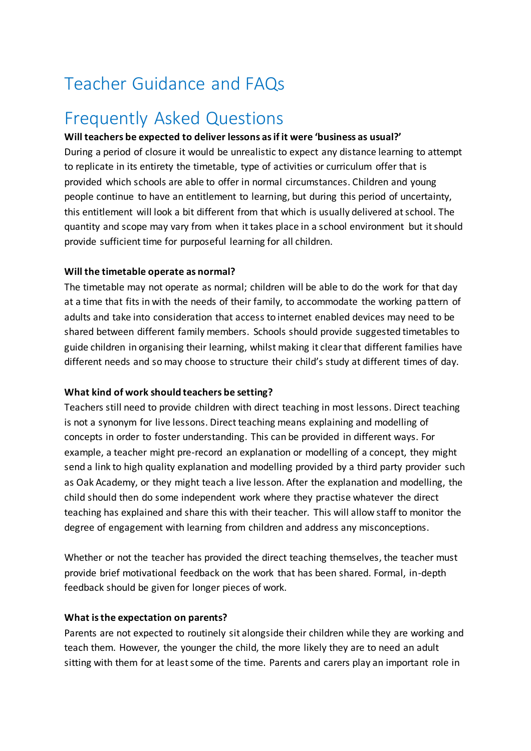# Teacher Guidance and FAQs

# Frequently Asked Questions

**Will teachers be expected to deliver lessons as if it were 'business as usual?'**

During a period of closure it would be unrealistic to expect any distance learning to attempt to replicate in its entirety the timetable, type of activities or curriculum offer that is provided which schools are able to offer in normal circumstances. Children and young people continue to have an entitlement to learning, but during this period of uncertainty, this entitlement will look a bit different from that which is usually delivered at school. The quantity and scope may vary from when it takes place in a school environment but it should provide sufficient time for purposeful learning for all children.

**Will the timetable operate as normal?**

The timetable may not operate as normal; children will be able to do the work for that day at a time that fits in with the needs of their family, to accommodate the working pattern of adults and take into consideration that access to internet enabled devices may need to be shared between different family members. Schools should provide suggested timetables to guide children in organising their learning, whilst making it clear that different families have different needs and so may choose to structure their child's study at different times of day.

**What kind of work should teachers be setting?**

Teachers still need to provide children with direct teaching in most lessons. Direct teaching is not a synonym for live lessons. Direct teaching means explaining and modelling of concepts in order to foster understanding. This can be provided in different ways. For example, a teacher might pre-record an explanation or modelling of a concept, they might send a link to high quality explanation and modelling provided by a third party provider such as Oak Academy, or they might teach a live lesson. After the explanation and modelling, the child should then do some independent work where they practise whatever the direct teaching has explained and share this with their teacher. This will allow staff to monitor the degree of engagement with learning from children and address any misconceptions.

Whether or not the teacher has provided the direct teaching themselves, the teacher must provide brief motivational feedback on the work that has been shared. Formal, in-depth feedback should be given for longer pieces of work.

**What is the expectation on parents?**

Parents are not expected to routinely sit alongside their children while they are working and teach them. However, the younger the child, the more likely they are to need an adult sitting with them for at least some of the time. Parents and carers play an important role in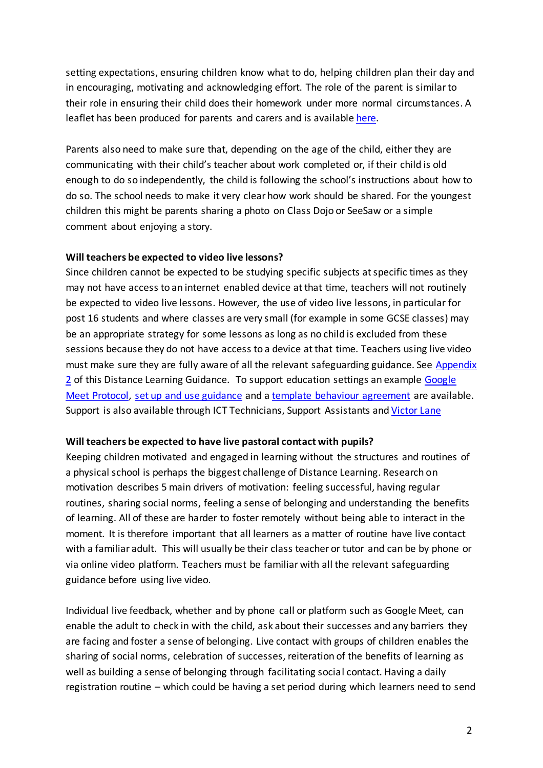setting expectations, ensuring children know what to do, helping children plan their day and in encouraging, motivating and acknowledging effort. The role of the parent is similar to their role in ensuring their child does their homework under more normal circumstances. A leaflet has been produced for parents and carers and is available here.

Parents also need to make sure that, depending on the age of the child, either they are communicating with their child's teacher about work completed or, if their child is old enough to do so independently, the child is following the school's instructions about how to do so. The school needs to make it very clear how work should be shared. For the youngest children this might be parents sharing a photo on Class Dojo or SeeSaw or a simple comment about enjoying a story.

**Will teachers be expected to video live lessons?**

Since children cannot be expected to be studying specific subjects at specific times as they may not have access to an internet enabled device at that time, teachers will not routinely be expected to video live lessons. However, the use of video live lessons, in particular for post 16 students and where classes are very small (for example in some GCSE classes) may be an appropriate strategy for some lessons as long as no child is excluded from these sessions because they do not have access to a device at that time. Teachers using live video must make sure they are fully aware of all the relevant safeguarding guidance. See Appendix 2 of this Distance Learning Guidance. To support education settings an example Google Meet Protocol, set up and use guidance and a template behaviour agreement are available. Support is also available through ICT Technicians, Support Assistants and Victor Lane

**Will teachers be expected to have live pastoral contact with pupils?**

Keeping children motivated and engaged in learning without the structures and routines of a physical school is perhaps the biggest challenge of Distance Learning. Research on motivation describes 5 main drivers of motivation: feeling successful, having regular routines, sharing social norms, feeling a sense of belonging and understanding the benefits of learning. All of these are harder to foster remotely without being able to interact in the moment. It is therefore important that all learners as a matter of routine have live contact with a familiar adult. This will usually be their class teacher or tutor and can be by phone or via online video platform. Teachers must be familiar with all the relevant safeguarding guidance before using live video.

Individual live feedback, whether and by phone call or platform such as Google Meet, can enable the adult to check in with the child, ask about their successes and any barriers they are facing and foster a sense of belonging. Live contact with groups of children enables the sharing of social norms, celebration of successes, reiteration of the benefits of learning as well as building a sense of belonging through facilitating social contact. Having a daily registration routine – which could be having a set period during which learners need to send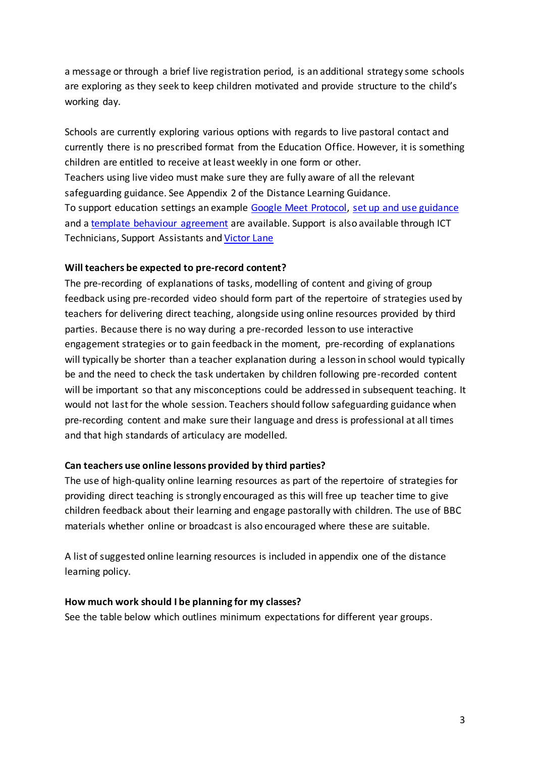a message or through a brief live registration period, is an additional strategy some schools are exploring as they seek to keep children motivated and provide structure to the child's working day.

Schools are currently exploring various options with regards to live pastoral contact and currently there is no prescribed format from the Education Office. However, it is something children are entitled to receive at least weekly in one form or other.
Teachers using live video must make sure they are fully aware of all the relevant safeguarding guidance. See Appendix 2 of the Distance Learning Guidance.
To support education settings an example Google Meet Protocol, set up and use guidance and a template behaviour agreement are available. Support is also available through ICT Technicians, Support Assistants and Victor Lane

**Will teachers be expected to pre-record content?**
The pre-recording of explanations of tasks, modelling of content and giving of group feedback using pre-recorded video should form part of the repertoire of strategies used by teachers for delivering direct teaching, alongside using online resources provided by third parties. Because there is no way during a pre-recorded lesson to use interactive engagement strategies or to gain feedback in the moment, pre-recording of explanations will typically be shorter than a teacher explanation during a lesson in school would typically be and the need to check the task undertaken by children following pre-recorded content will be important so that any misconceptions could be addressed in subsequent teaching. It would not last for the whole session. Teachers should follow safeguarding guidance when pre-recording content and make sure their language and dress is professional at all times and that high standards of articulacy are modelled.

**Can teachers use online lessons provided by third parties?**
The use of high-quality online learning resources as part of the repertoire of strategies for providing direct teaching is strongly encouraged as this will free up teacher time to give children feedback about their learning and engage pastorally with children. The use of BBC materials whether online or broadcast is also encouraged where these are suitable.

A list of suggested online learning resources is included in appendix one of the distance learning policy.

**How much work should I be planning for my classes?**
See the table below which outlines minimum expectations for different year groups.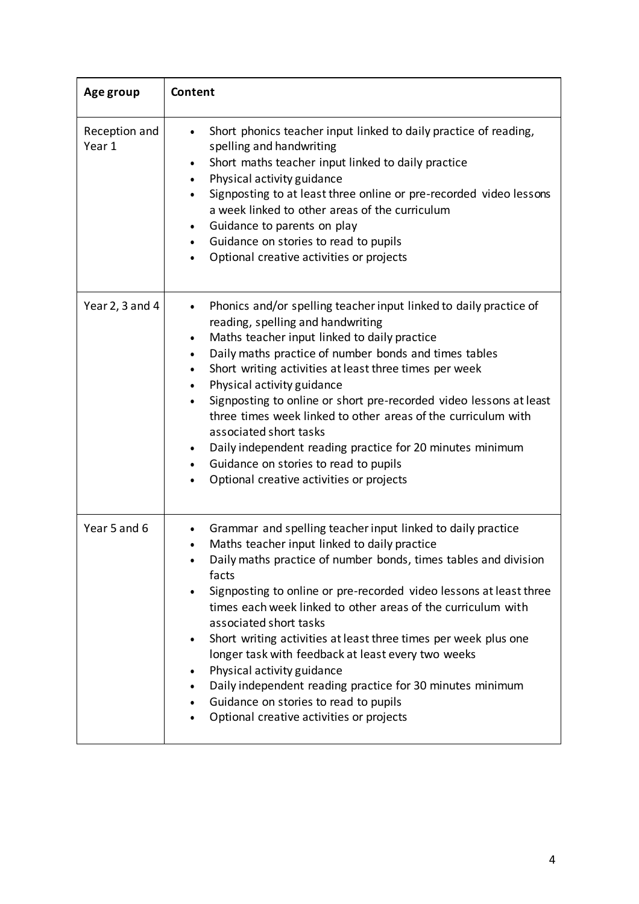| Age group | Content |
| --- | --- |
| Reception and Year 1 | • Short phonics teacher input linked to daily practice of reading, spelling and handwriting<br>• Short maths teacher input linked to daily practice<br>• Physical activity guidance<br>• Signposting to at least three online or pre-recorded video lessons a week linked to other areas of the curriculum<br>• Guidance to parents on play<br>• Guidance on stories to read to pupils<br>• Optional creative activities or projects |
| Year 2, 3 and 4 | • Phonics and/or spelling teacher input linked to daily practice of reading, spelling and handwriting<br>• Maths teacher input linked to daily practice<br>• Daily maths practice of number bonds and times tables<br>• Short writing activities at least three times per week<br>• Physical activity guidance<br>• Signposting to online or short pre-recorded video lessons at least three times week linked to other areas of the curriculum with associated short tasks<br>• Daily independent reading practice for 20 minutes minimum<br>• Guidance on stories to read to pupils<br>• Optional creative activities or projects |
| Year 5 and 6 | • Grammar and spelling teacher input linked to daily practice<br>• Maths teacher input linked to daily practice<br>• Daily maths practice of number bonds, times tables and division facts<br>• Signposting to online or pre-recorded video lessons at least three times each week linked to other areas of the curriculum with associated short tasks<br>• Short writing activities at least three times per week plus one longer task with feedback at least every two weeks<br>• Physical activity guidance<br>• Daily independent reading practice for 30 minutes minimum<br>• Guidance on stories to read to pupils<br>• Optional creative activities or projects |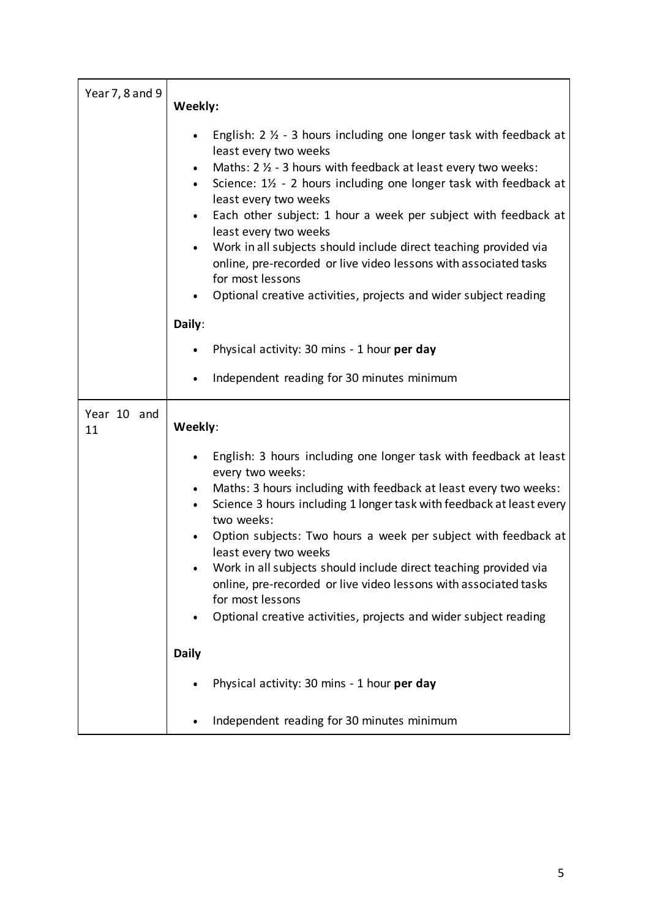| | |
|---|---|
| Year 7, 8 and 9 | **Weekly:**<br><br>• English: 2 ½ - 3 hours including one longer task with feedback at least every two weeks<br>• Maths: 2 ½ - 3 hours with feedback at least every two weeks:<br>• Science: 1½ - 2 hours including one longer task with feedback at least every two weeks<br>• Each other subject: 1 hour a week per subject with feedback at least every two weeks<br>• Work in all subjects should include direct teaching provided via online, pre-recorded or live video lessons with associated tasks for most lessons<br>• Optional creative activities, projects and wider subject reading<br><br>**Daily**:<br><br>• Physical activity: 30 mins - 1 hour **per day**<br>• Independent reading for 30 minutes minimum |
| Year 10 and 11 | **Weekly**:<br><br>• English: 3 hours including one longer task with feedback at least every two weeks:<br>• Maths: 3 hours including with feedback at least every two weeks:<br>• Science 3 hours including 1 longer task with feedback at least every two weeks:<br>• Option subjects: Two hours a week per subject with feedback at least every two weeks<br>• Work in all subjects should include direct teaching provided via online, pre-recorded or live video lessons with associated tasks for most lessons<br>• Optional creative activities, projects and wider subject reading<br><br>**Daily**<br><br>• Physical activity: 30 mins - 1 hour **per day**<br>• Independent reading for 30 minutes minimum |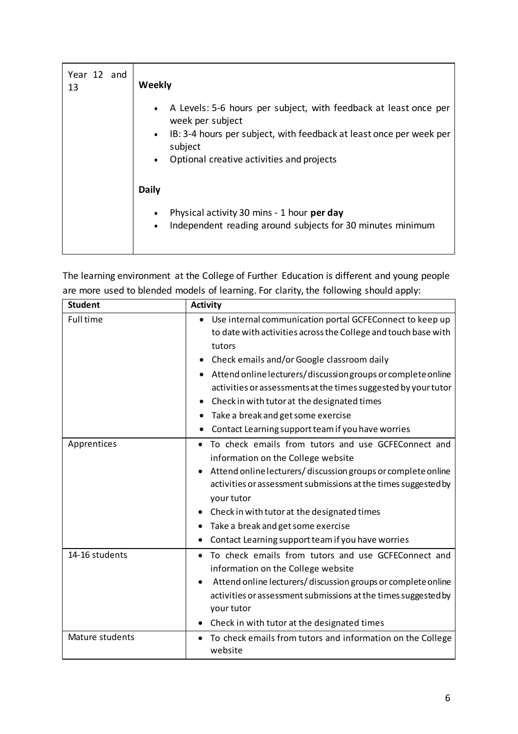| Year 12 and 13 | **Weekly**<br><br>• A Levels: 5-6 hours per subject, with feedback at least once per week per subject<br>• IB: 3-4 hours per subject, with feedback at least once per week per subject<br>• Optional creative activities and projects<br><br>**Daily**<br><br>• Physical activity 30 mins - 1 hour **per day**<br>• Independent reading around subjects for 30 minutes minimum |
|---|---|

The learning environment at the College of Further Education is different and young people are more used to blended models of learning. For clarity, the following should apply:

| Student | Activity |
|---|---|
| Full time | • Use internal communication portal GCFEConnect to keep up to date with activities across the College and touch base with tutors<br>• Check emails and/or Google classroom daily<br>• Attend online lecturers/discussion groups or complete online activities or assessments at the times suggested by your tutor<br>• Check in with tutor at the designated times<br>• Take a break and get some exercise<br>• Contact Learning support team if you have worries |
| Apprentices | • To check emails from tutors and use GCFEConnect and information on the College website<br>• Attend online lecturers/discussion groups or complete online activities or assessment submissions at the times suggested by your tutor<br>• Check in with tutor at the designated times<br>• Take a break and get some exercise<br>• Contact Learning support team if you have worries |
| 14-16 students | • To check emails from tutors and use GCFEConnect and information on the College website<br>• Attend online lecturers/discussion groups or complete online activities or assessment submissions at the times suggested by your tutor<br>• Check in with tutor at the designated times |
| Mature students | • To check emails from tutors and information on the College website |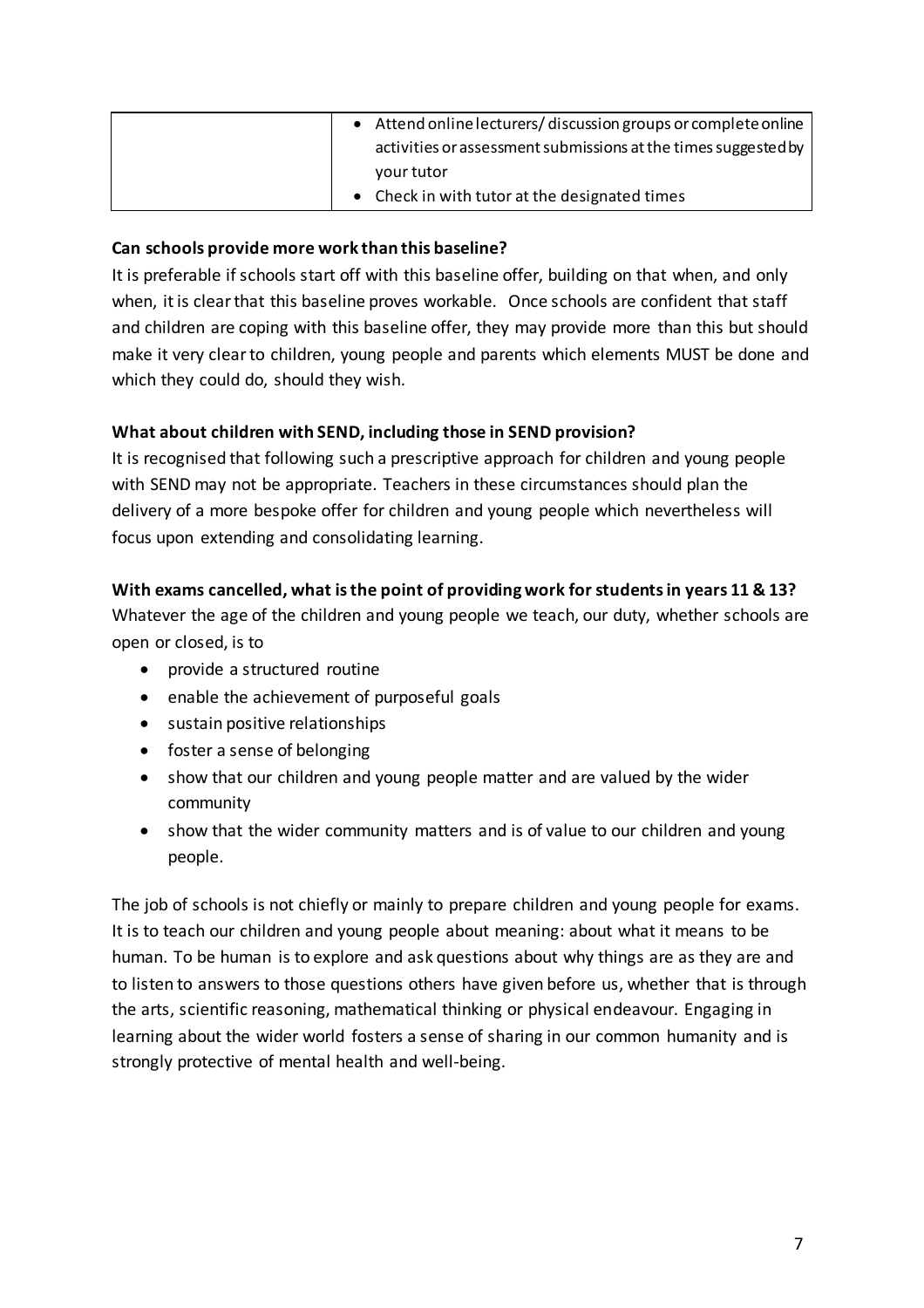| | |
|---|---|
| | • Attend online lecturers/ discussion groups or complete online activities or assessment submissions at the times suggested by your tutor<br>• Check in with tutor at the designated times |

**Can schools provide more work than this baseline?**

It is preferable if schools start off with this baseline offer, building on that when, and only when, it is clear that this baseline proves workable. Once schools are confident that staff and children are coping with this baseline offer, they may provide more than this but should make it very clear to children, young people and parents which elements MUST be done and which they could do, should they wish.

**What about children with SEND, including those in SEND provision?**

It is recognised that following such a prescriptive approach for children and young people with SEND may not be appropriate. Teachers in these circumstances should plan the delivery of a more bespoke offer for children and young people which nevertheless will focus upon extending and consolidating learning.

**With exams cancelled, what is the point of providing work for students in years 11 & 13?**

Whatever the age of the children and young people we teach, our duty, whether schools are open or closed, is to

- provide a structured routine
- enable the achievement of purposeful goals
- sustain positive relationships
- foster a sense of belonging
- show that our children and young people matter and are valued by the wider community
- show that the wider community matters and is of value to our children and young people.

The job of schools is not chiefly or mainly to prepare children and young people for exams. It is to teach our children and young people about meaning: about what it means to be human. To be human is to explore and ask questions about why things are as they are and to listen to answers to those questions others have given before us, whether that is through the arts, scientific reasoning, mathematical thinking or physical endeavour. Engaging in learning about the wider world fosters a sense of sharing in our common humanity and is strongly protective of mental health and well-being.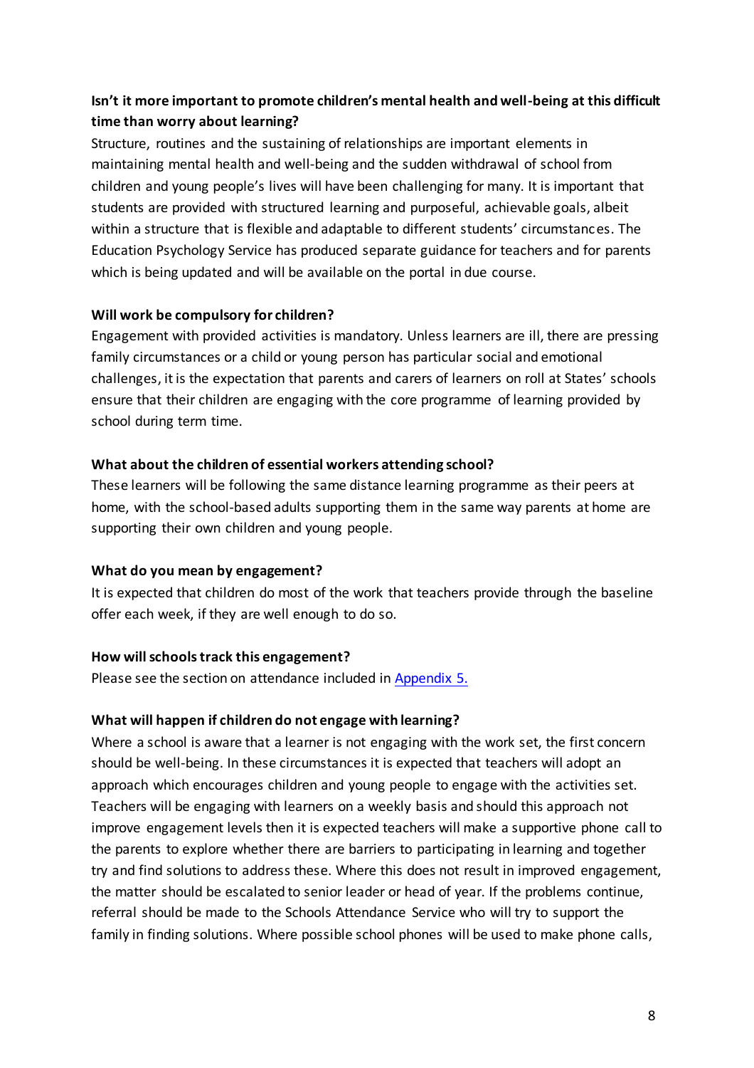**Isn't it more important to promote children's mental health and well-being at this difficult time than worry about learning?**

Structure, routines and the sustaining of relationships are important elements in maintaining mental health and well-being and the sudden withdrawal of school from children and young people's lives will have been challenging for many. It is important that students are provided with structured learning and purposeful, achievable goals, albeit within a structure that is flexible and adaptable to different students' circumstances. The Education Psychology Service has produced separate guidance for teachers and for parents which is being updated and will be available on the portal in due course.

**Will work be compulsory for children?**

Engagement with provided activities is mandatory. Unless learners are ill, there are pressing family circumstances or a child or young person has particular social and emotional challenges, it is the expectation that parents and carers of learners on roll at States' schools ensure that their children are engaging with the core programme of learning provided by school during term time.

**What about the children of essential workers attending school?**

These learners will be following the same distance learning programme as their peers at home, with the school-based adults supporting them in the same way parents at home are supporting their own children and young people.

**What do you mean by engagement?**

It is expected that children do most of the work that teachers provide through the baseline offer each week, if they are well enough to do so.

**How will schools track this engagement?**

Please see the section on attendance included in Appendix 5.

**What will happen if children do not engage with learning?**

Where a school is aware that a learner is not engaging with the work set, the first concern should be well-being. In these circumstances it is expected that teachers will adopt an approach which encourages children and young people to engage with the activities set. Teachers will be engaging with learners on a weekly basis and should this approach not improve engagement levels then it is expected teachers will make a supportive phone call to the parents to explore whether there are barriers to participating in learning and together try and find solutions to address these. Where this does not result in improved engagement, the matter should be escalated to senior leader or head of year. If the problems continue, referral should be made to the Schools Attendance Service who will try to support the family in finding solutions. Where possible school phones will be used to make phone calls,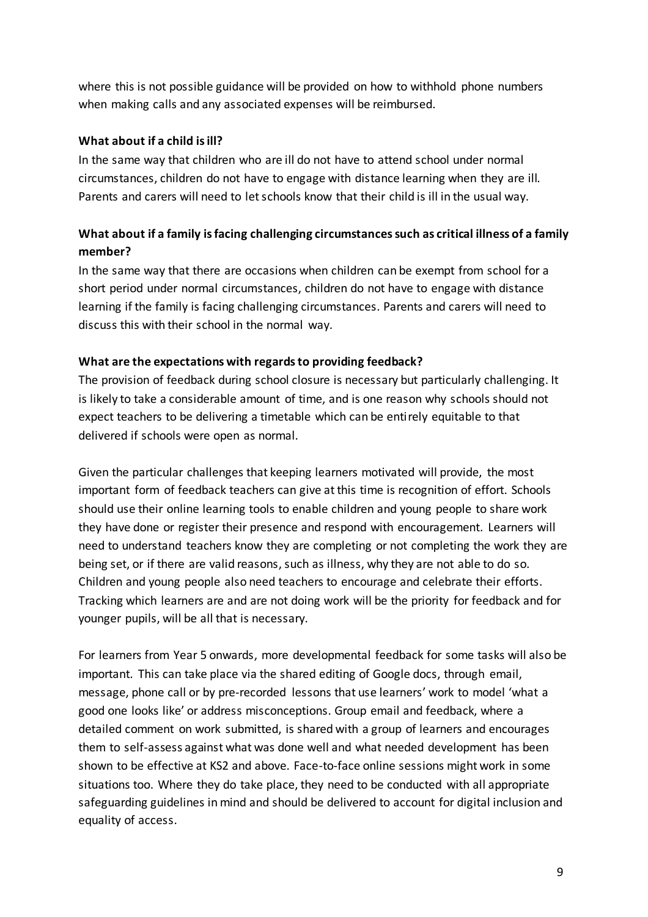where this is not possible guidance will be provided on how to withhold phone numbers when making calls and any associated expenses will be reimbursed.

**What about if a child is ill?**

In the same way that children who are ill do not have to attend school under normal circumstances, children do not have to engage with distance learning when they are ill. Parents and carers will need to let schools know that their child is ill in the usual way.

**What about if a family is facing challenging circumstances such as critical illness of a family member?**

In the same way that there are occasions when children can be exempt from school for a short period under normal circumstances, children do not have to engage with distance learning if the family is facing challenging circumstances. Parents and carers will need to discuss this with their school in the normal way.

**What are the expectations with regards to providing feedback?**

The provision of feedback during school closure is necessary but particularly challenging. It is likely to take a considerable amount of time, and is one reason why schools should not expect teachers to be delivering a timetable which can be entirely equitable to that delivered if schools were open as normal.

Given the particular challenges that keeping learners motivated will provide, the most important form of feedback teachers can give at this time is recognition of effort. Schools should use their online learning tools to enable children and young people to share work they have done or register their presence and respond with encouragement. Learners will need to understand teachers know they are completing or not completing the work they are being set, or if there are valid reasons, such as illness, why they are not able to do so. Children and young people also need teachers to encourage and celebrate their efforts. Tracking which learners are and are not doing work will be the priority for feedback and for younger pupils, will be all that is necessary.

For learners from Year 5 onwards, more developmental feedback for some tasks will also be important. This can take place via the shared editing of Google docs, through email, message, phone call or by pre-recorded lessons that use learners' work to model 'what a good one looks like' or address misconceptions. Group email and feedback, where a detailed comment on work submitted, is shared with a group of learners and encourages them to self-assess against what was done well and what needed development has been shown to be effective at KS2 and above. Face-to-face online sessions might work in some situations too. Where they do take place, they need to be conducted with all appropriate safeguarding guidelines in mind and should be delivered to account for digital inclusion and equality of access.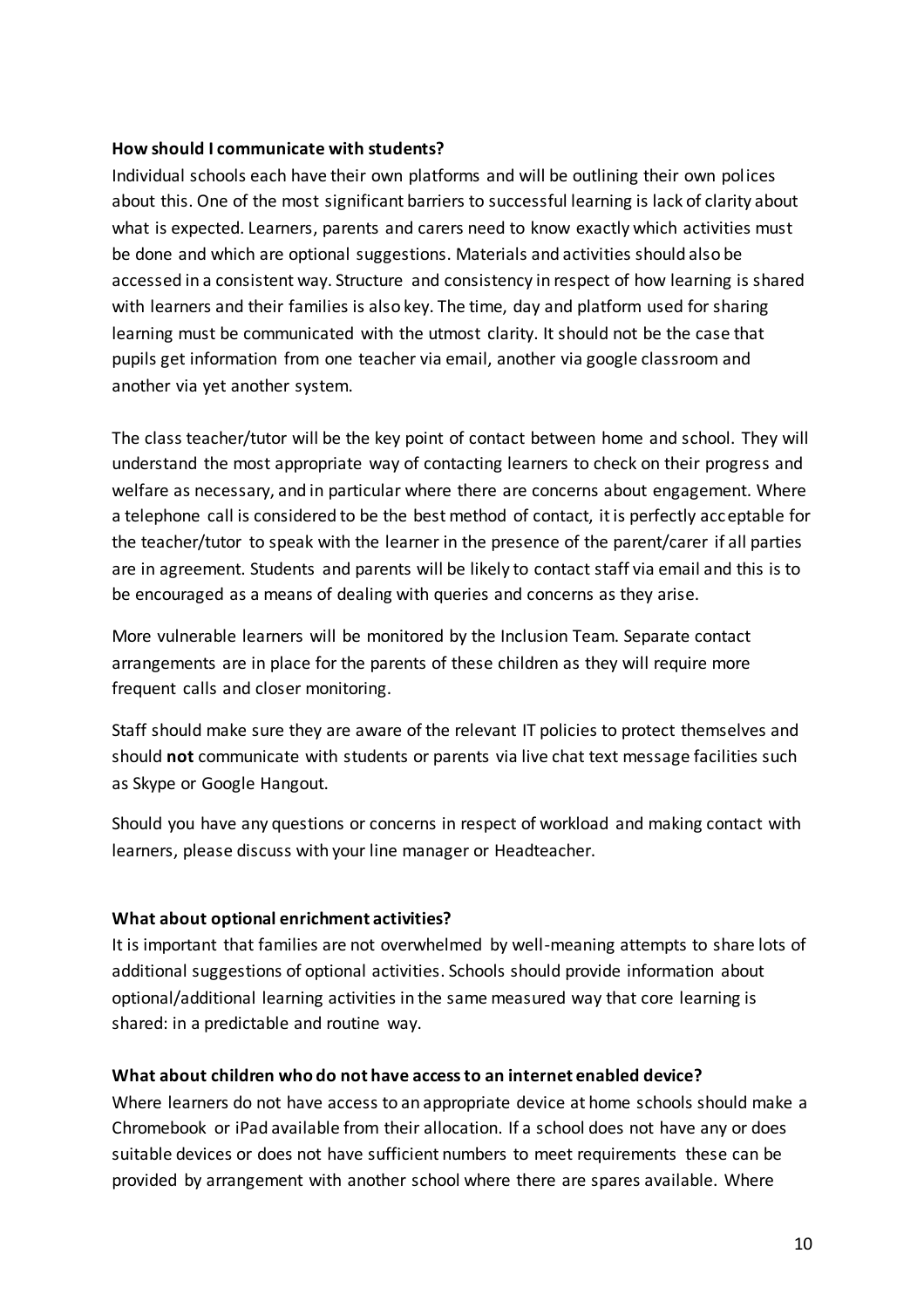**How should I communicate with students?**
Individual schools each have their own platforms and will be outlining their own polices about this. One of the most significant barriers to successful learning is lack of clarity about what is expected. Learners, parents and carers need to know exactly which activities must be done and which are optional suggestions. Materials and activities should also be accessed in a consistent way. Structure and consistency in respect of how learning is shared with learners and their families is also key. The time, day and platform used for sharing learning must be communicated with the utmost clarity. It should not be the case that pupils get information from one teacher via email, another via google classroom and another via yet another system.

The class teacher/tutor will be the key point of contact between home and school. They will understand the most appropriate way of contacting learners to check on their progress and welfare as necessary, and in particular where there are concerns about engagement. Where a telephone call is considered to be the best method of contact, it is perfectly acceptable for the teacher/tutor to speak with the learner in the presence of the parent/carer if all parties are in agreement. Students and parents will be likely to contact staff via email and this is to be encouraged as a means of dealing with queries and concerns as they arise.

More vulnerable learners will be monitored by the Inclusion Team. Separate contact arrangements are in place for the parents of these children as they will require more frequent calls and closer monitoring.

Staff should make sure they are aware of the relevant IT policies to protect themselves and should **not** communicate with students or parents via live chat text message facilities such as Skype or Google Hangout.

Should you have any questions or concerns in respect of workload and making contact with learners, please discuss with your line manager or Headteacher.

**What about optional enrichment activities?**
It is important that families are not overwhelmed by well-meaning attempts to share lots of additional suggestions of optional activities. Schools should provide information about optional/additional learning activities in the same measured way that core learning is shared: in a predictable and routine way.

**What about children who do not have access to an internet enabled device?**
Where learners do not have access to an appropriate device at home schools should make a Chromebook or iPad available from their allocation. If a school does not have any or does suitable devices or does not have sufficient numbers to meet requirements these can be provided by arrangement with another school where there are spares available. Where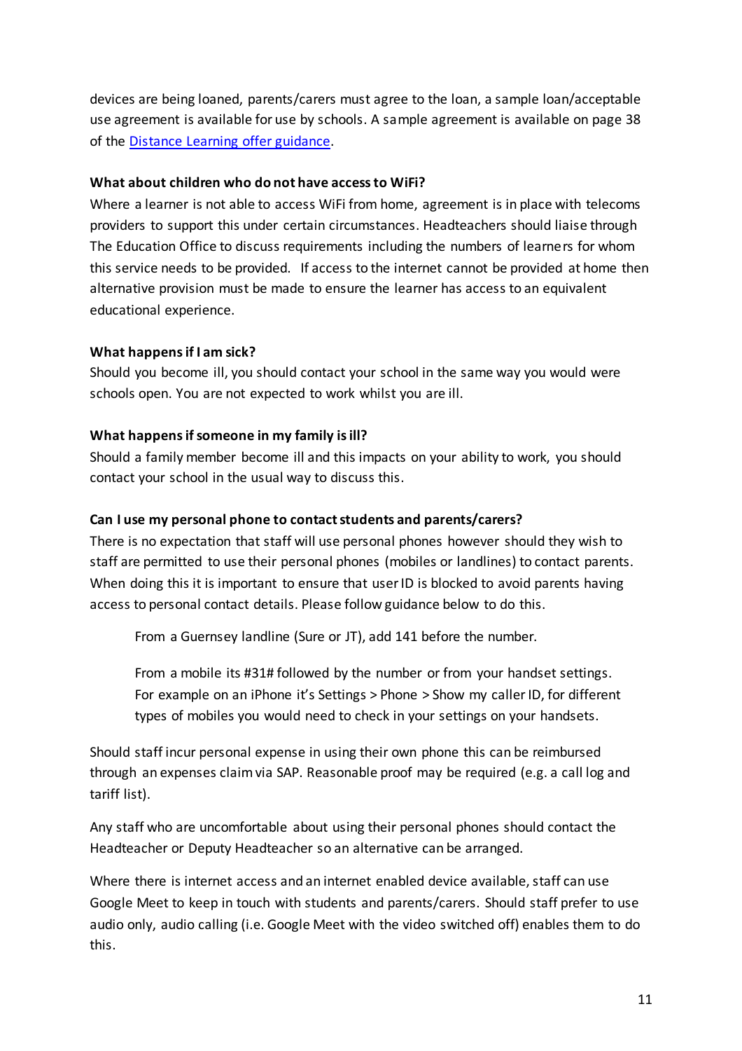devices are being loaned, parents/carers must agree to the loan, a sample loan/acceptable use agreement is available for use by schools. A sample agreement is available on page 38 of the [Distance Learning offer guidance](#).

**What about children who do not have access to WiFi?**

Where a learner is not able to access WiFi from home, agreement is in place with telecoms providers to support this under certain circumstances. Headteachers should liaise through The Education Office to discuss requirements including the numbers of learners for whom this service needs to be provided. If access to the internet cannot be provided at home then alternative provision must be made to ensure the learner has access to an equivalent educational experience.

**What happens if I am sick?**

Should you become ill, you should contact your school in the same way you would were schools open. You are not expected to work whilst you are ill.

**What happens if someone in my family is ill?**

Should a family member become ill and this impacts on your ability to work, you should contact your school in the usual way to discuss this.

**Can I use my personal phone to contact students and parents/carers?**

There is no expectation that staff will use personal phones however should they wish to staff are permitted to use their personal phones (mobiles or landlines) to contact parents. When doing this it is important to ensure that user ID is blocked to avoid parents having access to personal contact details. Please follow guidance below to do this.

> From a Guernsey landline (Sure or JT), add 141 before the number.
>
> From a mobile its #31# followed by the number or from your handset settings. For example on an iPhone it's Settings > Phone > Show my caller ID, for different types of mobiles you would need to check in your settings on your handsets.

Should staff incur personal expense in using their own phone this can be reimbursed through an expenses claim via SAP. Reasonable proof may be required (e.g. a call log and tariff list).

Any staff who are uncomfortable about using their personal phones should contact the Headteacher or Deputy Headteacher so an alternative can be arranged.

Where there is internet access and an internet enabled device available, staff can use Google Meet to keep in touch with students and parents/carers. Should staff prefer to use audio only, audio calling (i.e. Google Meet with the video switched off) enables them to do this.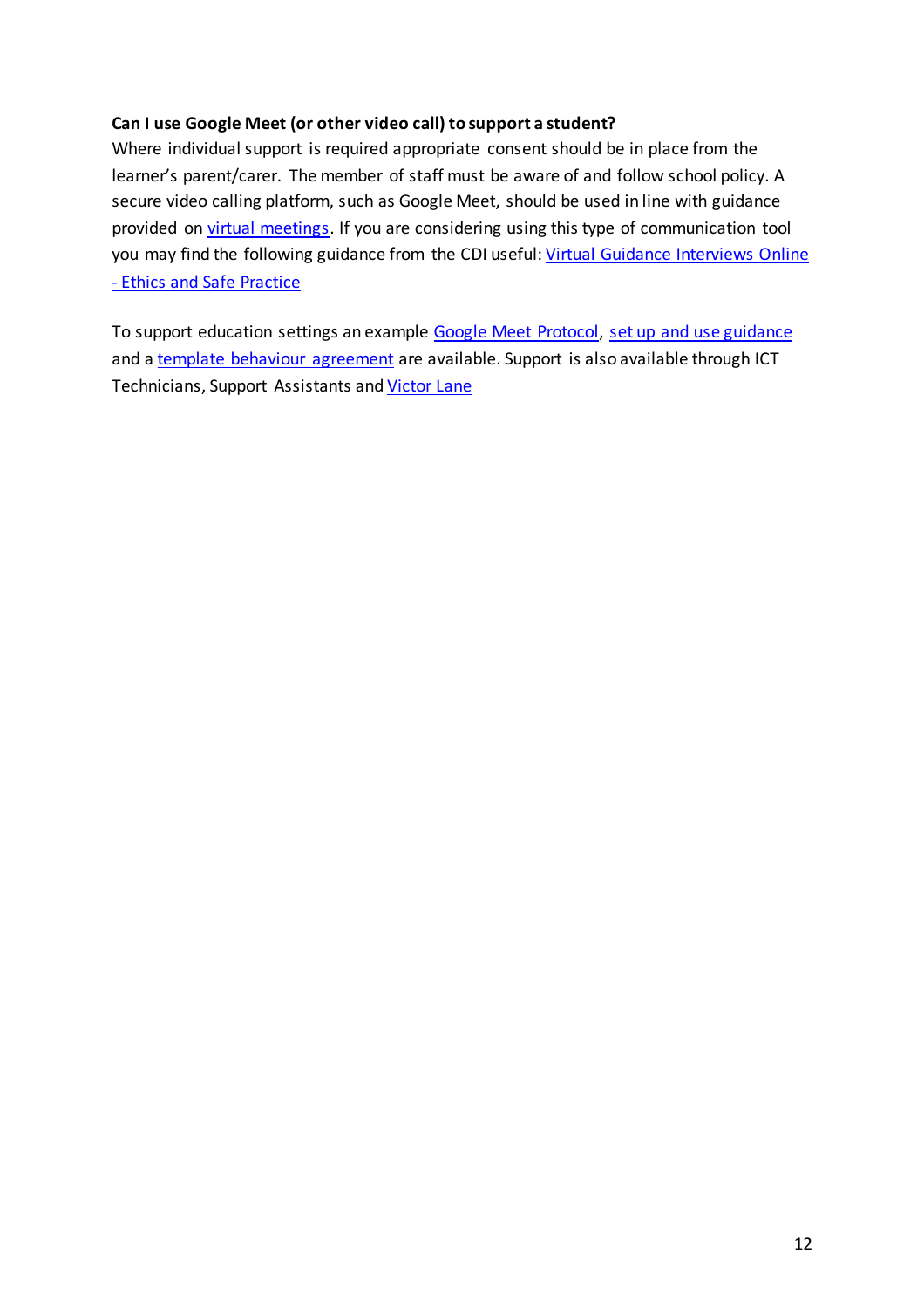**Can I use Google Meet (or other video call) to support a student?**

Where individual support is required appropriate consent should be in place from the learner's parent/carer. The member of staff must be aware of and follow school policy. A secure video calling platform, such as Google Meet, should be used in line with guidance provided on virtual meetings. If you are considering using this type of communication tool you may find the following guidance from the CDI useful: Virtual Guidance Interviews Online - Ethics and Safe Practice

To support education settings an example Google Meet Protocol, set up and use guidance and a template behaviour agreement are available. Support is also available through ICT Technicians, Support Assistants and Victor Lane